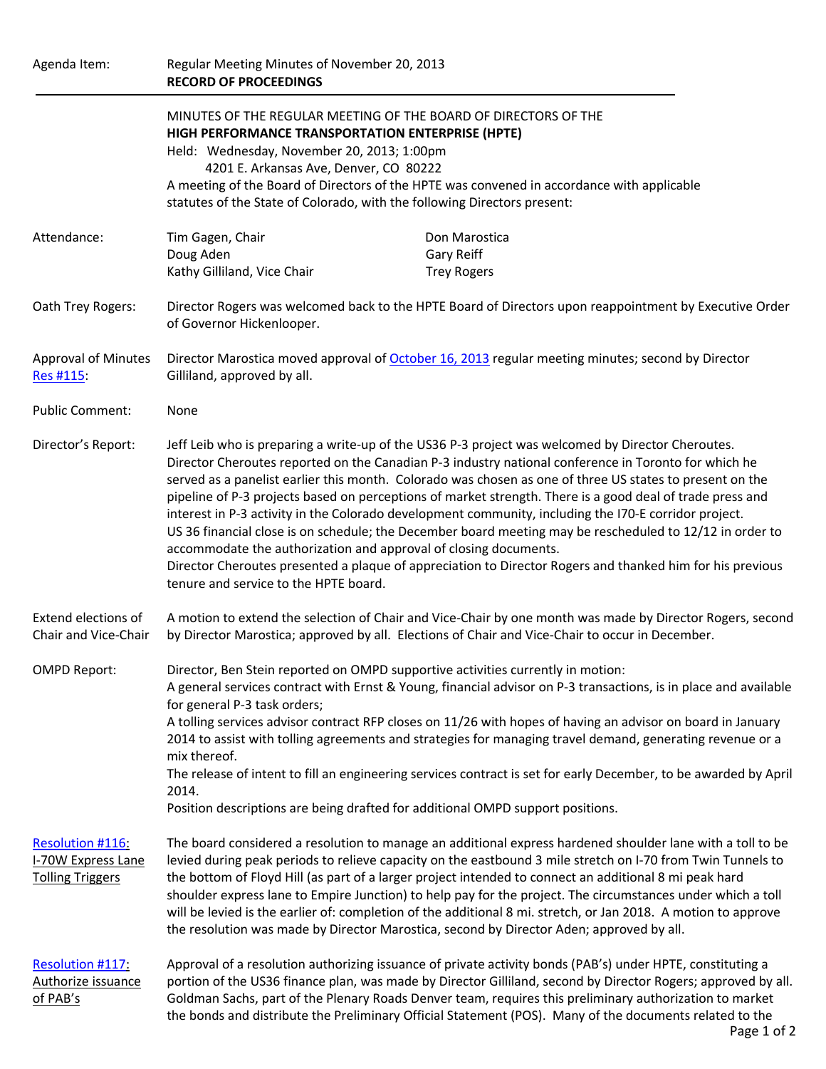Agenda Item: Regular Meeting Minutes of November 20, 2013
**RECORD OF PROCEEDINGS**

---

MINUTES OF THE REGULAR MEETING OF THE BOARD OF DIRECTORS OF THE
**HIGH PERFORMANCE TRANSPORTATION ENTERPRISE (HPTE)**
Held: Wednesday, November 20, 2013; 1:00pm
4201 E. Arkansas Ave, Denver, CO 80222
A meeting of the Board of Directors of the HPTE was convened in accordance with applicable statutes of the State of Colorado, with the following Directors present:

**Attendance:**

Tim Gagen, Chair
Doug Aden
Kathy Gilliland, Vice Chair
Don Marostica
Gary Reiff
Trey Rogers

**Oath Trey Rogers:** Director Rogers was welcomed back to the HPTE Board of Directors upon reappointment by Executive Order of Governor Hickenlooper.

**Approval of Minutes Res #115:** Director Marostica moved approval of October 16, 2013 regular meeting minutes; second by Director Gilliland, approved by all.

**Public Comment:** None

**Director's Report:** Jeff Leib who is preparing a write-up of the US36 P-3 project was welcomed by Director Cheroutes.
Director Cheroutes reported on the Canadian P-3 industry national conference in Toronto for which he served as a panelist earlier this month. Colorado was chosen as one of three US states to present on the pipeline of P-3 projects based on perceptions of market strength. There is a good deal of trade press and interest in P-3 activity in the Colorado development community, including the I70-E corridor project.
US 36 financial close is on schedule; the December board meeting may be rescheduled to 12/12 in order to accommodate the authorization and approval of closing documents.
Director Cheroutes presented a plaque of appreciation to Director Rogers and thanked him for his previous tenure and service to the HPTE board.

**Extend elections of Chair and Vice-Chair:** A motion to extend the selection of Chair and Vice-Chair by one month was made by Director Rogers, second by Director Marostica; approved by all. Elections of Chair and Vice-Chair to occur in December.

**OMPD Report:** Director, Ben Stein reported on OMPD supportive activities currently in motion:
A general services contract with Ernst & Young, financial advisor on P-3 transactions, is in place and available for general P-3 task orders;
A tolling services advisor contract RFP closes on 11/26 with hopes of having an advisor on board in January 2014 to assist with tolling agreements and strategies for managing travel demand, generating revenue or a mix thereof.
The release of intent to fill an engineering services contract is set for early December, to be awarded by April 2014.
Position descriptions are being drafted for additional OMPD support positions.

**Resolution #116: I-70W Express Lane Tolling Triggers:** The board considered a resolution to manage an additional express hardened shoulder lane with a toll to be levied during peak periods to relieve capacity on the eastbound 3 mile stretch on I-70 from Twin Tunnels to the bottom of Floyd Hill (as part of a larger project intended to connect an additional 8 mi peak hard shoulder express lane to Empire Junction) to help pay for the project. The circumstances under which a toll will be levied is the earlier of: completion of the additional 8 mi. stretch, or Jan 2018. A motion to approve the resolution was made by Director Marostica, second by Director Aden; approved by all.

**Resolution #117: Authorize issuance of PAB's:** Approval of a resolution authorizing issuance of private activity bonds (PAB's) under HPTE, constituting a portion of the US36 finance plan, was made by Director Gilliland, second by Director Rogers; approved by all. Goldman Sachs, part of the Plenary Roads Denver team, requires this preliminary authorization to market the bonds and distribute the Preliminary Official Statement (POS). Many of the documents related to the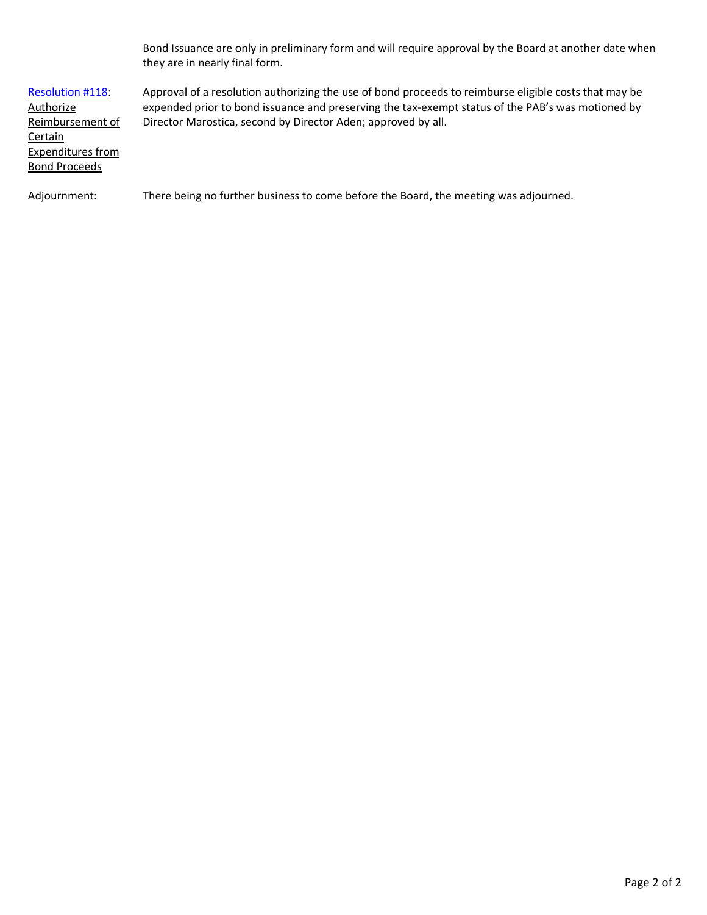Bond Issuance are only in preliminary form and will require approval by the Board at another date when they are in nearly final form.

Resolution #118: Authorize Reimbursement of Certain Expenditures from Bond Proceeds

Approval of a resolution authorizing the use of bond proceeds to reimburse eligible costs that may be expended prior to bond issuance and preserving the tax-exempt status of the PAB's was motioned by Director Marostica, second by Director Aden; approved by all.

Adjournment:

There being no further business to come before the Board, the meeting was adjourned.